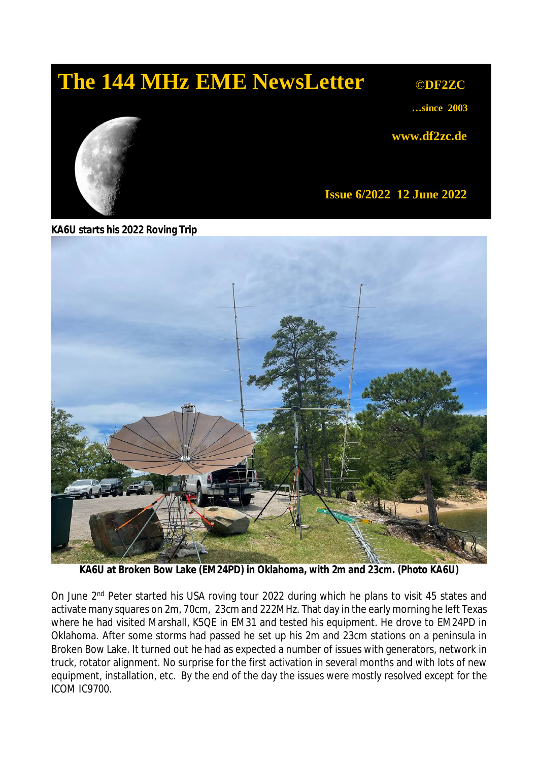# The 144 MHz EME NewsLetter

©DF2ZC

…since 2003

www.df2zc.de

Issue 6/2022 12 June 2022

**KA6U starts his 2022 Roving Trip**

**KA6U at Broken Bow Lake (EM24PD) in Oklahoma, with 2m and 23cm. (Photo KA6U)**

On June 2nd Peter started his USA roving tour 2022 during which he plans to visit 45 states and activate many squares on 2m, 70cm, 23cm and 222MHz. That day in the early morning he left Texas where he had visited Marshall, K5QE in EM31 and tested his equipment. He drove to EM24PD in Oklahoma. After some storms had passed he set up his 2m and 23cm stations on a peninsula in Broken Bow Lake. It turned out he had as expected a number of issues with generators, network in truck, rotator alignment. No surprise for the first activation in several months and with lots of new equipment, installation, etc. By the end of the day the issues were mostly resolved except for the ICOM IC9700.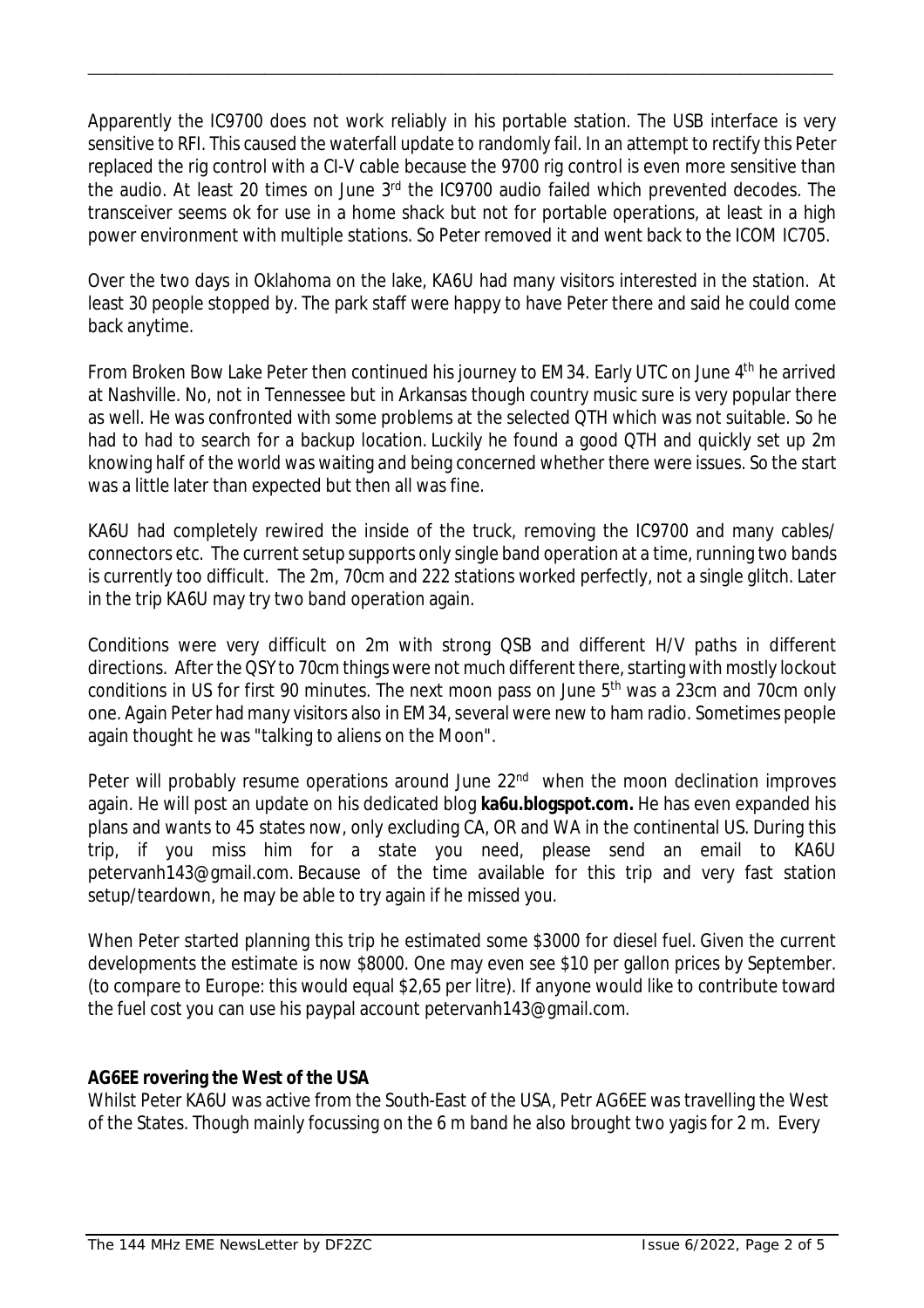Apparently the IC9700 does not work reliably in his portable station. The USB interface is very sensitive to RFI. This caused the waterfall update to randomly fail. In an attempt to rectify this Peter replaced the rig control with a CI-V cable because the 9700 rig control is even more sensitive than the audio. At least 20 times on June 3rd the IC9700 audio failed which prevented decodes. The transceiver seems ok for use in a home shack but not for portable operations, at least in a high power environment with multiple stations. So Peter removed it and went back to the ICOM IC705.

Over the two days in Oklahoma on the lake, KA6U had many visitors interested in the station. At least 30 people stopped by. The park staff were happy to have Peter there and said he could come back anytime.

From Broken Bow Lake Peter then continued his journey to EM34. Early UTC on June 4th he arrived at Nashville. No, not in Tennessee but in Arkansas though country music sure is very popular there as well. He was confronted with some problems at the selected QTH which was not suitable. So he had to had to search for a backup location. Luckily he found a good QTH and quickly set up 2m knowing half of the world was waiting and being concerned whether there were issues. So the start was a little later than expected but then all was fine.

KA6U had completely rewired the inside of the truck, removing the IC9700 and many cables/ connectors etc. The current setup supports only single band operation at a time, running two bands is currently too difficult. The 2m, 70cm and 222 stations worked perfectly, not a single glitch. Later in the trip KA6U may try two band operation again.

Conditions were very difficult on 2m with strong QSB and different H/V paths in different directions. After the QSY to 70cm things were not much different there, starting with mostly lockout conditions in US for first 90 minutes. The next moon pass on June 5th was a 23cm and 70cm only one. Again Peter had many visitors also in EM34, several were new to ham radio. Sometimes people again thought he was "talking to aliens on the Moon".

Peter will probably resume operations around June 22nd when the moon declination improves again. He will post an update on his dedicated blog **ka6u.blogspot.com.** He has even expanded his plans and wants to 45 states now, only excluding CA, OR and WA in the continental US. During this trip, if you miss him for a state you need, please send an email to KA6U petervanh143@gmail.com. Because of the time available for this trip and very fast station setup/teardown, he may be able to try again if he missed you.

When Peter started planning this trip he estimated some $3000 for diesel fuel. Given the current developments the estimate is now $8000. One may even see $10 per gallon prices by September. (to compare to Europe: this would equal $2,65 per litre). If anyone would like to contribute toward the fuel cost you can use his paypal account petervanh143@gmail.com.

**AG6EE rovering the West of the USA**

Whilst Peter KA6U was active from the South-East of the USA, Petr AG6EE was travelling the West of the States. Though mainly focussing on the 6 m band he also brought two yagis for 2 m. Every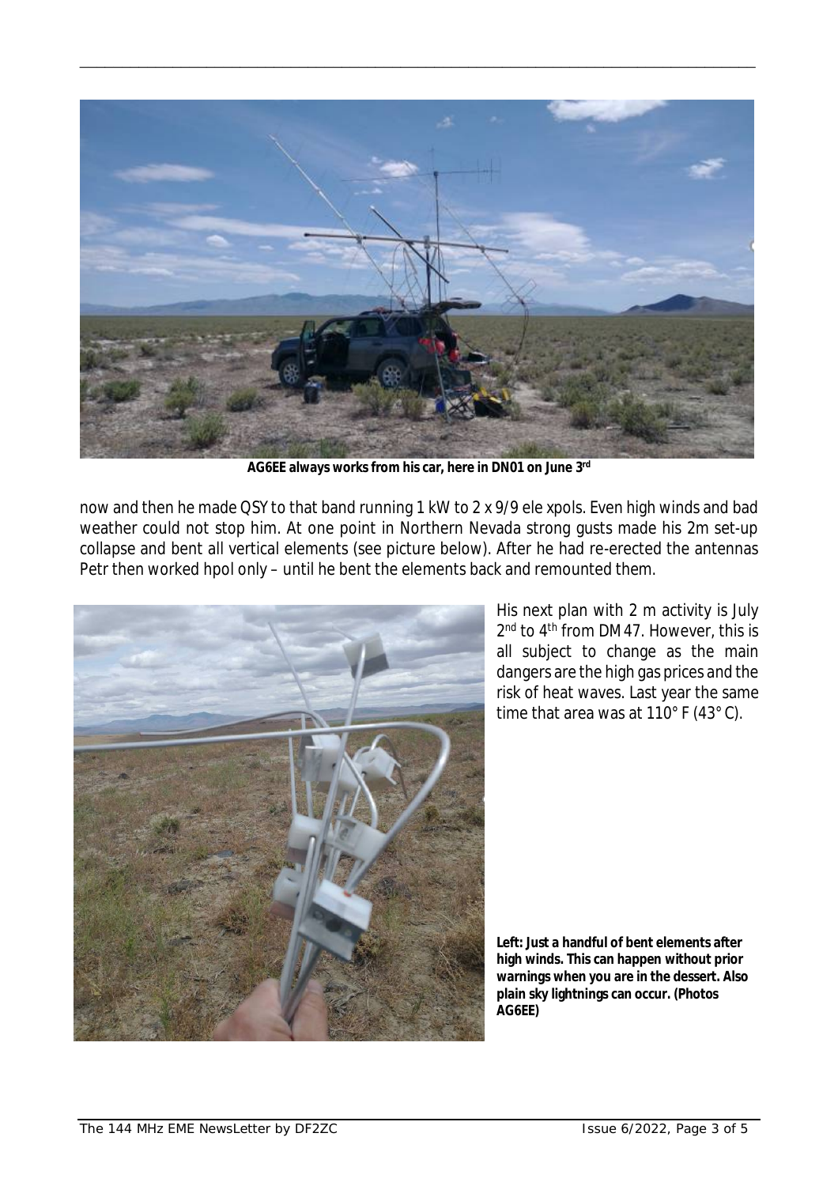**AG6EE always works from his car, here in DN01 on June 3rd**

now and then he made QSY to that band running 1 kW to 2 x 9/9 ele xpols. Even high winds and bad weather could not stop him. At one point in Northern Nevada strong gusts made his 2m set-up collapse and bent all vertical elements (see picture below). After he had re-erected the antennas Petr then worked hpol only – until he bent the elements back and remounted them.

His next plan with 2 m activity is July 2nd to 4th from DM47. However, this is all subject to change as the main dangers are the high gas prices and the risk of heat waves. Last year the same time that area was at 110° F (43° C).

**Left: Just a handful of bent elements after high winds. This can happen without prior warnings when you are in the dessert. Also plain sky lightnings can occur. (Photos AG6EE)**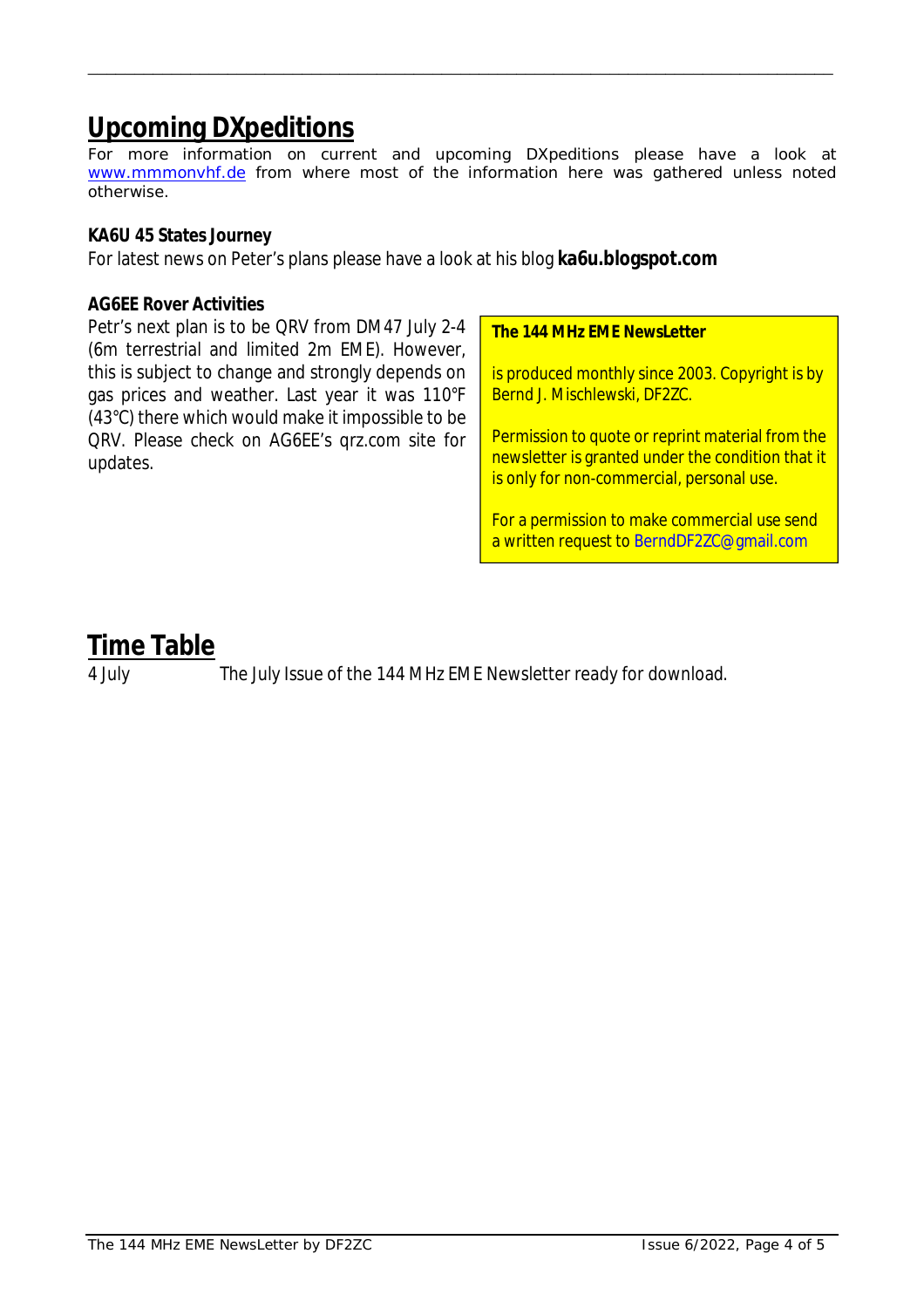## Upcoming DXpeditions

For more information on current and upcoming DXpeditions please have a look at www.mmmonvhf.de from where most of the information here was gathered unless noted otherwise.

**KA6U 45 States Journey**

For latest news on Peter's plans please have a look at his blog **ka6u.blogspot.com**

**AG6EE Rover Activities**

Petr's next plan is to be QRV from DM47 July 2-4 (6m terrestrial and limited 2m EME). However, this is subject to change and strongly depends on gas prices and weather. Last year it was 110°F (43°C) there which would make it impossible to be QRV. Please check on AG6EE's qrz.com site for updates.

**The 144 MHz EME NewsLetter**

is produced monthly since 2003. Copyright is by Bernd J. Mischlewski, DF2ZC.

Permission to quote or reprint material from the newsletter is granted under the condition that it is only for non-commercial, personal use.

For a permission to make commercial use send a written request to BerndDF2ZC@gmail.com

## Time Table

4 July The July Issue of the 144 MHz EME Newsletter ready for download.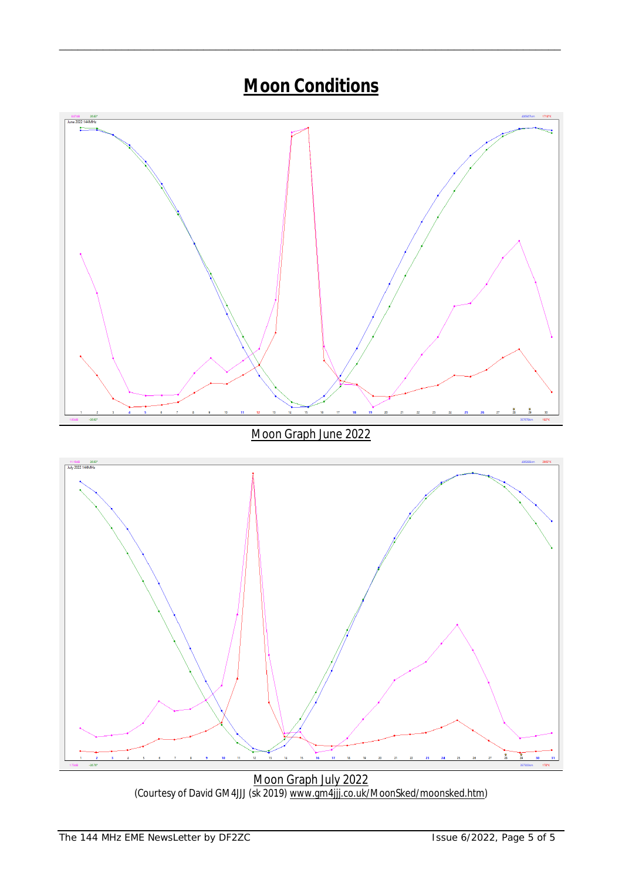# Moon Conditions

0.87dB 28.63°
June 2022 144MHz
405557km 1714°K
1 2 3 4 5 6 7 8 9 10 11 12 13 14 15 16 17 18 19 20 21 22 23 24 25 26 27 28 29 30
1.64dB -28.62° 357670km 182°K

Moon Graph June 2022

11.19dB 28.63°
July 2022 144MHz
406285km 2865°K
1 2 3 4 5 6 7 8 9 10 11 12 13 14 15 16 17 18 19 20 21 22 23 24 25 26 27 28 29 30 31
1.73dB -28.78° 357303km 178°K

Moon Graph July 2022

(Courtesy of David GM4JJJ (sk 2019) www.gm4jjj.co.uk/MoonSked/moonsked.htm)